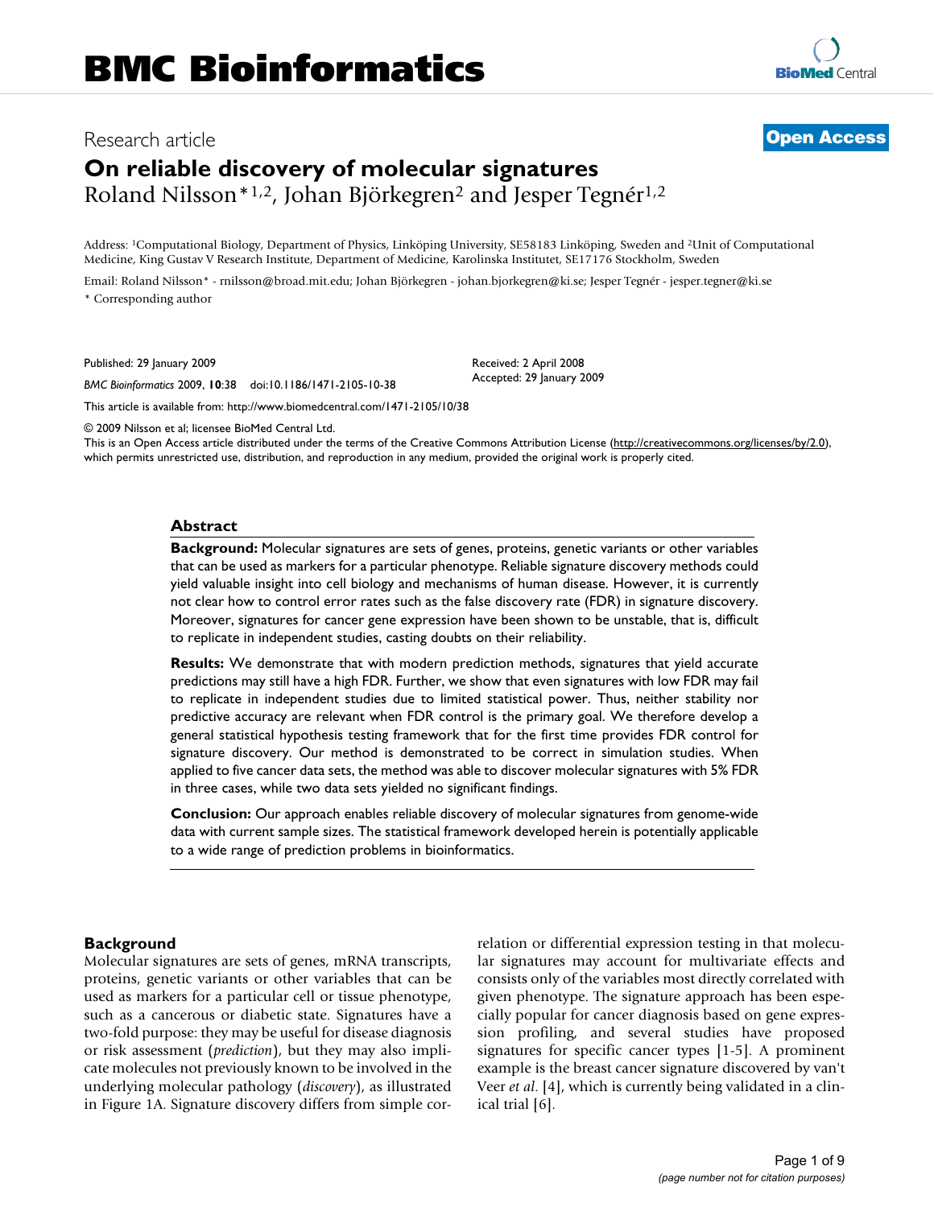# BMC Bioinformatics

Research article

**Open Access**

# On reliable discovery of molecular signatures

Roland Nilsson*[1,2], Johan Björkegren[2] and Jesper Tegnér[1,2]

Address: [1]Computational Biology, Department of Physics, Linköping University, SE58183 Linköping, Sweden and [2]Unit of Computational Medicine, King Gustav V Research Institute, Department of Medicine, Karolinska Institutet, SE17176 Stockholm, Sweden

Email: Roland Nilsson* - rnilsson@broad.mit.edu; Johan Björkegren - johan.bjorkegren@ki.se; Jesper Tegnér - jesper.tegner@ki.se

\* Corresponding author

Published: 29 January 2009

*BMC Bioinformatics* 2009, **10**:38 doi:10.1186/1471-2105-10-38

Received: 2 April 2008
Accepted: 29 January 2009

This article is available from: http://www.biomedcentral.com/1471-2105/10/38

© 2009 Nilsson et al; licensee BioMed Central Ltd.
This is an Open Access article distributed under the terms of the Creative Commons Attribution License (http://creativecommons.org/licenses/by/2.0), which permits unrestricted use, distribution, and reproduction in any medium, provided the original work is properly cited.

## Abstract

**Background:** Molecular signatures are sets of genes, proteins, genetic variants or other variables that can be used as markers for a particular phenotype. Reliable signature discovery methods could yield valuable insight into cell biology and mechanisms of human disease. However, it is currently not clear how to control error rates such as the false discovery rate (FDR) in signature discovery. Moreover, signatures for cancer gene expression have been shown to be unstable, that is, difficult to replicate in independent studies, casting doubts on their reliability.

**Results:** We demonstrate that with modern prediction methods, signatures that yield accurate predictions may still have a high FDR. Further, we show that even signatures with low FDR may fail to replicate in independent studies due to limited statistical power. Thus, neither stability nor predictive accuracy are relevant when FDR control is the primary goal. We therefore develop a general statistical hypothesis testing framework that for the first time provides FDR control for signature discovery. Our method is demonstrated to be correct in simulation studies. When applied to five cancer data sets, the method was able to discover molecular signatures with 5% FDR in three cases, while two data sets yielded no significant findings.

**Conclusion:** Our approach enables reliable discovery of molecular signatures from genome-wide data with current sample sizes. The statistical framework developed herein is potentially applicable to a wide range of prediction problems in bioinformatics.

## Background

Molecular signatures are sets of genes, mRNA transcripts, proteins, genetic variants or other variables that can be used as markers for a particular cell or tissue phenotype, such as a cancerous or diabetic state. Signatures have a two-fold purpose: they may be useful for disease diagnosis or risk assessment (*prediction*), but they may also implicate molecules not previously known to be involved in the underlying molecular pathology (*discovery*), as illustrated in Figure 1A. Signature discovery differs from simple correlation or differential expression testing in that molecular signatures may account for multivariate effects and consists only of the variables most directly correlated with given phenotype. The signature approach has been especially popular for cancer diagnosis based on gene expression profiling, and several studies have proposed signatures for specific cancer types [1-5]. A prominent example is the breast cancer signature discovered by van't Veer *et al.* [4], which is currently being validated in a clinical trial [6].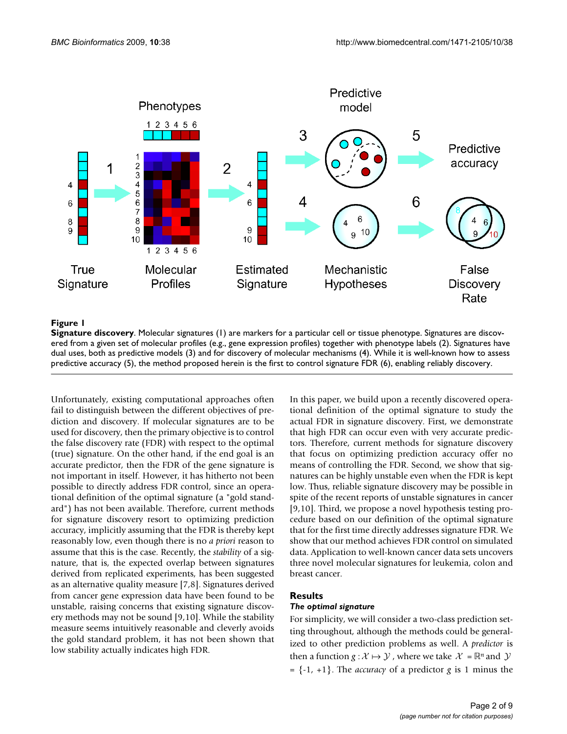Phenotypes

Predictive model

Predictive accuracy

True Signature

Molecular Profiles

Estimated Signature

Mechanistic Hypotheses

False Discovery Rate

**Figure 1**

**Signature discovery**. Molecular signatures (1) are markers for a particular cell or tissue phenotype. Signatures are discovered from a given set of molecular profiles (e.g., gene expression profiles) together with phenotype labels (2). Signatures have dual uses, both as predictive models (3) and for discovery of molecular mechanisms (4). While it is well-known how to assess predictive accuracy (5), the method proposed herein is the first to control signature FDR (6), enabling reliably discovery.

Unfortunately, existing computational approaches often fail to distinguish between the different objectives of prediction and discovery. If molecular signatures are to be used for discovery, then the primary objective is to control the false discovery rate (FDR) with respect to the optimal (true) signature. On the other hand, if the end goal is an accurate predictor, then the FDR of the gene signature is not important in itself. However, it has hitherto not been possible to directly address FDR control, since an operational definition of the optimal signature (a "gold standard") has not been available. Therefore, current methods for signature discovery resort to optimizing prediction accuracy, implicitly assuming that the FDR is thereby kept reasonably low, even though there is no *a priori* reason to assume that this is the case. Recently, the *stability* of a signature, that is, the expected overlap between signatures derived from replicated experiments, has been suggested as an alternative quality measure [7,8]. Signatures derived from cancer gene expression data have been found to be unstable, raising concerns that existing signature discovery methods may not be sound [9,10]. While the stability measure seems intuitively reasonable and cleverly avoids the gold standard problem, it has not been shown that low stability actually indicates high FDR.

In this paper, we build upon a recently discovered operational definition of the optimal signature to study the actual FDR in signature discovery. First, we demonstrate that high FDR can occur even with very accurate predictors. Therefore, current methods for signature discovery that focus on optimizing prediction accuracy offer no means of controlling the FDR. Second, we show that signatures can be highly unstable even when the FDR is kept low. Thus, reliable signature discovery may be possible in spite of the recent reports of unstable signatures in cancer [9,10]. Third, we propose a novel hypothesis testing procedure based on our definition of the optimal signature that for the first time directly addresses signature FDR. We show that our method achieves FDR control on simulated data. Application to well-known cancer data sets uncovers three novel molecular signatures for leukemia, colon and breast cancer.

## Results

### *The optimal signature*

For simplicity, we will consider a two-class prediction setting throughout, although the methods could be generalized to other prediction problems as well. A *predictor* is then a function $g : \mathcal{X} \mapsto \mathcal{Y}$, where we take $\mathcal{X} = \mathbb{R}^n$ and $\mathcal{Y} = \{-1, +1\}$. The *accuracy* of a predictor $g$ is 1 minus the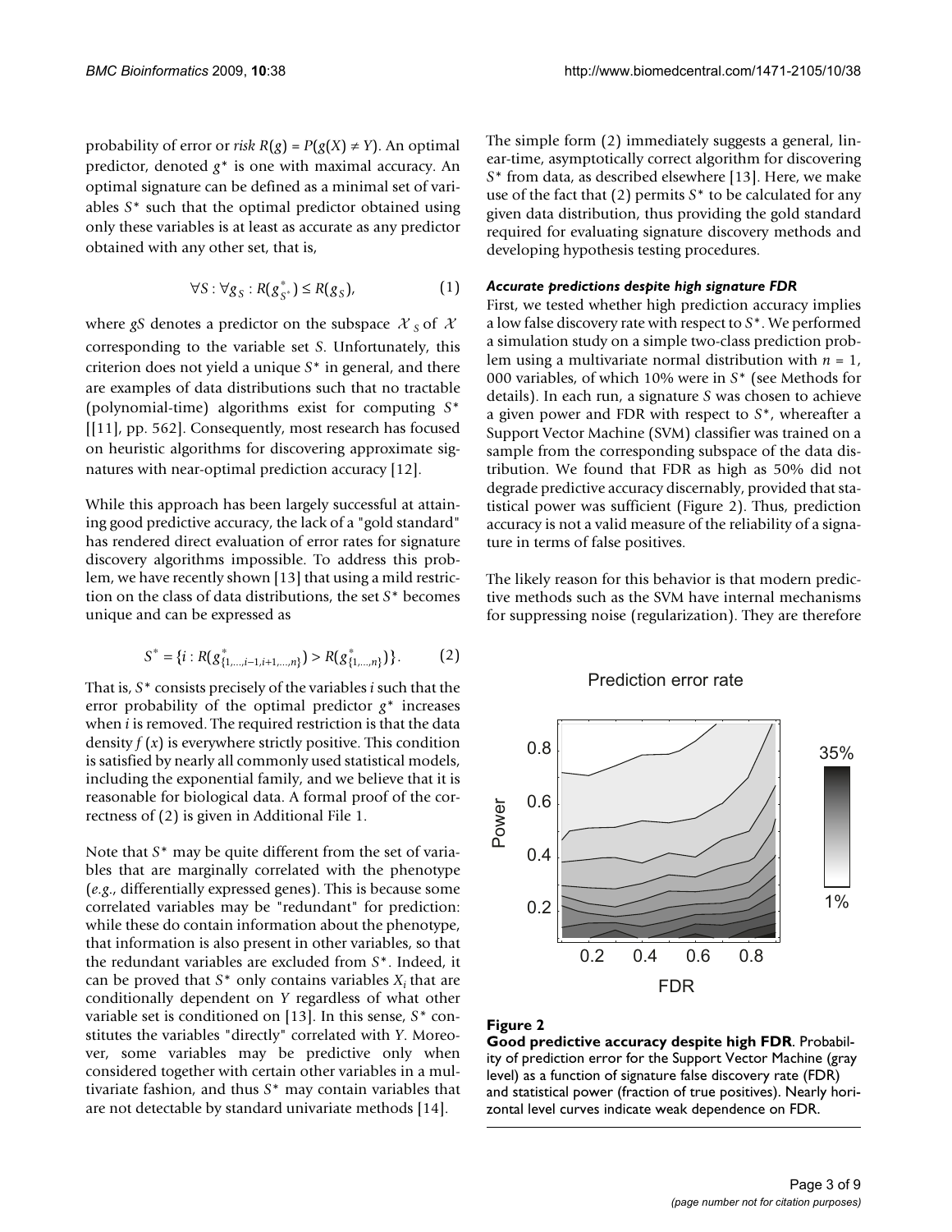probability of error or *risk* $R(g) = P(g(X) \neq Y)$. An optimal predictor, denoted $g^*$ is one with maximal accuracy. An optimal signature can be defined as a minimal set of variables $S^*$ such that the optimal predictor obtained using only these variables is at least as accurate as any predictor obtained with any other set, that is,

$$\forall S : \forall g_S : R(g^*_{S^*}) \leq R(g_S), \tag{1}$$

where *gS* denotes a predictor on the subspace $\mathcal{X}_S$ of $\mathcal{X}$ corresponding to the variable set *S*. Unfortunately, this criterion does not yield a unique $S^*$ in general, and there are examples of data distributions such that no tractable (polynomial-time) algorithms exist for computing $S^*$ [[11], pp. 562]. Consequently, most research has focused on heuristic algorithms for discovering approximate signatures with near-optimal prediction accuracy [12].

While this approach has been largely successful at attaining good predictive accuracy, the lack of a "gold standard" has rendered direct evaluation of error rates for signature discovery algorithms impossible. To address this problem, we have recently shown [13] that using a mild restriction on the class of data distributions, the set $S^*$ becomes unique and can be expressed as

$$S^* = \{i : R(g^*_{\{1,\ldots,i-1,i+1,\ldots,n\}}) > R(g^*_{\{1,\ldots,n\}})\}. \tag{2}$$

That is, $S^*$ consists precisely of the variables *i* such that the error probability of the optimal predictor $g^*$ increases when *i* is removed. The required restriction is that the data density $f(x)$ is everywhere strictly positive. This condition is satisfied by nearly all commonly used statistical models, including the exponential family, and we believe that it is reasonable for biological data. A formal proof of the correctness of (2) is given in Additional File 1.

Note that $S^*$ may be quite different from the set of variables that are marginally correlated with the phenotype (*e.g.*, differentially expressed genes). This is because some correlated variables may be "redundant" for prediction: while these do contain information about the phenotype, that information is also present in other variables, so that the redundant variables are excluded from $S^*$. Indeed, it can be proved that $S^*$ only contains variables $X_i$ that are conditionally dependent on *Y* regardless of what other variable set is conditioned on [13]. In this sense, $S^*$ constitutes the variables "directly" correlated with *Y*. Moreover, some variables may be predictive only when considered together with certain other variables in a multivariate fashion, and thus $S^*$ may contain variables that are not detectable by standard univariate methods [14].

The simple form (2) immediately suggests a general, linear-time, asymptotically correct algorithm for discovering $S^*$ from data, as described elsewhere [13]. Here, we make use of the fact that (2) permits $S^*$ to be calculated for any given data distribution, thus providing the gold standard required for evaluating signature discovery methods and developing hypothesis testing procedures.

#### *Accurate predictions despite high signature FDR*

First, we tested whether high prediction accuracy implies a low false discovery rate with respect to $S^*$. We performed a simulation study on a simple two-class prediction problem using a multivariate normal distribution with $n = 1,000$ variables, of which 10% were in $S^*$ (see Methods for details). In each run, a signature *S* was chosen to achieve a given power and FDR with respect to $S^*$, whereafter a Support Vector Machine (SVM) classifier was trained on a sample from the corresponding subspace of the data distribution. We found that FDR as high as 50% did not degrade predictive accuracy discernably, provided that statistical power was sufficient (Figure 2). Thus, prediction accuracy is not a valid measure of the reliability of a signature in terms of false positives.

The likely reason for this behavior is that modern predictive methods such as the SVM have internal mechanisms for suppressing noise (regularization). They are therefore

**Figure 2**
**Good predictive accuracy despite high FDR**. Probability of prediction error for the Support Vector Machine (gray level) as a function of signature false discovery rate (FDR) and statistical power (fraction of true positives). Nearly horizontal level curves indicate weak dependence on FDR.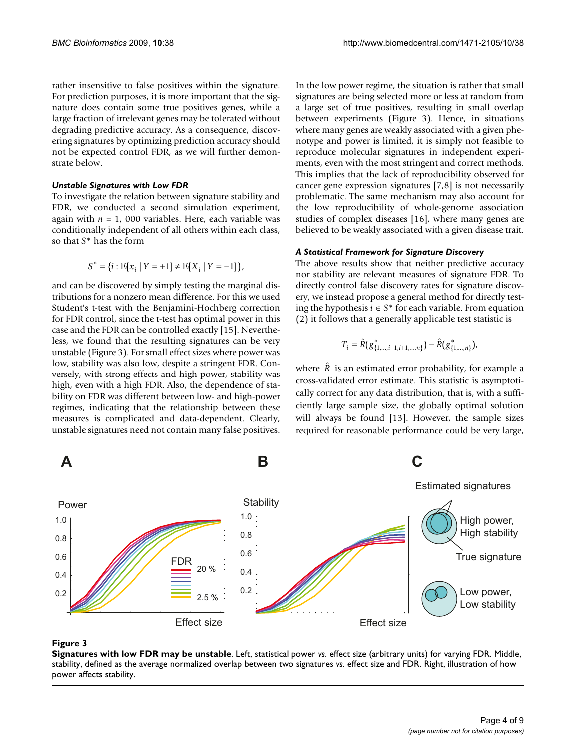rather insensitive to false positives within the signature. For prediction purposes, it is more important that the signature does contain some true positives genes, while a large fraction of irrelevant genes may be tolerated without degrading predictive accuracy. As a consequence, discovering signatures by optimizing prediction accuracy should not be expected control FDR, as we will further demonstrate below.

#### *Unstable Signatures with Low FDR*

To investigate the relation between signature stability and FDR, we conducted a second simulation experiment, again with $n = 1,000$ variables. Here, each variable was conditionally independent of all others within each class, so that $S^*$ has the form

$$S^* = \{i : \mathbb{E}[x_i \mid Y = +1] \neq \mathbb{E}[X_i \mid Y = -1]\},$$

and can be discovered by simply testing the marginal distributions for a nonzero mean difference. For this we used Student's t-test with the Benjamini-Hochberg correction for FDR control, since the t-test has optimal power in this case and the FDR can be controlled exactly [15]. Nevertheless, we found that the resulting signatures can be very unstable (Figure 3). For small effect sizes where power was low, stability was also low, despite a stringent FDR. Conversely, with strong effects and high power, stability was high, even with a high FDR. Also, the dependence of stability on FDR was different between low- and high-power regimes, indicating that the relationship between these measures is complicated and data-dependent. Clearly, unstable signatures need not contain many false positives.

In the low power regime, the situation is rather that small signatures are being selected more or less at random from a large set of true positives, resulting in small overlap between experiments (Figure 3). Hence, in situations where many genes are weakly associated with a given phenotype and power is limited, it is simply not feasible to reproduce molecular signatures in independent experiments, even with the most stringent and correct methods. This implies that the lack of reproducibility observed for cancer gene expression signatures [7,8] is not necessarily problematic. The same mechanism may also account for the low reproducibility of whole-genome association studies of complex diseases [16], where many genes are believed to be weakly associated with a given disease trait.

#### *A Statistical Framework for Signature Discovery*

The above results show that neither predictive accuracy nor stability are relevant measures of signature FDR. To directly control false discovery rates for signature discovery, we instead propose a general method for directly testing the hypothesis $i \in S^*$ for each variable. From equation (2) it follows that a generally applicable test statistic is

$$T_i = \hat{R}(g^*_{\{1,\ldots,i-1,i+1,\ldots,n\}}) - \hat{R}(g^*_{\{1,\ldots,n\}}),$$

where $\hat{R}$ is an estimated error probability, for example a cross-validated error estimate. This statistic is asymptotically correct for any data distribution, that is, with a sufficiently large sample size, the globally optimal solution will always be found [13]. However, the sample sizes required for reasonable performance could be very large,

**Figure 3**
**Signatures with low FDR may be unstable**. Left, statistical power *vs*. effect size (arbitrary units) for varying FDR. Middle, stability, defined as the average normalized overlap between two signatures *vs*. effect size and FDR. Right, illustration of how power affects stability.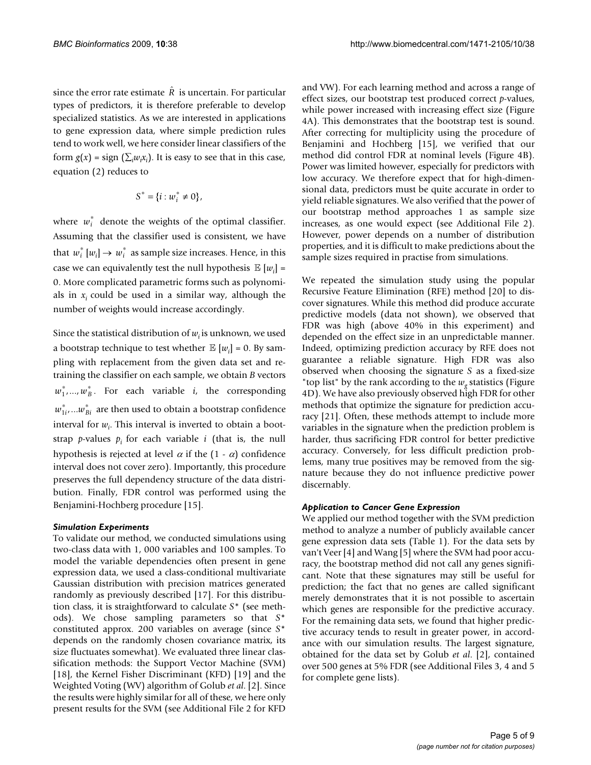since the error rate estimate $\hat{R}$ is uncertain. For particular types of predictors, it is therefore preferable to develop specialized statistics. As we are interested in applications to gene expression data, where simple prediction rules tend to work well, we here consider linear classifiers of the form $g(x) = \text{sign}(\sum_i w_i x_i)$. It is easy to see that in this case, equation (2) reduces to

$$S^* = \{i : w_i^* \neq 0\},$$

where $w_i^*$ denote the weights of the optimal classifier. Assuming that the classifier used is consistent, we have that $w_i^* [w_i] \to w_i^*$ as sample size increases. Hence, in this case we can equivalently test the null hypothesis $\mathbb{E}[w_i] = 0$. More complicated parametric forms such as polynomials in $x_i$ could be used in a similar way, although the number of weights would increase accordingly.

Since the statistical distribution of $w_i$ is unknown, we used a bootstrap technique to test whether $\mathbb{E}[w_i] = 0$. By sampling with replacement from the given data set and re-training the classifier on each sample, we obtain $B$ vectors $w_1^*, ..., w_B^*$. For each variable $i$, the corresponding $w_{1i}^*, ... w_{Bi}^*$ are then used to obtain a bootstrap confidence interval for $w_i$. This interval is inverted to obtain a bootstrap $p$-values $p_i$ for each variable $i$ (that is, the null hypothesis is rejected at level $\alpha$ if the $(1 - \alpha)$ confidence interval does not cover zero). Importantly, this procedure preserves the full dependency structure of the data distribution. Finally, FDR control was performed using the Benjamini-Hochberg procedure [15].

### *Simulation Experiments*

To validate our method, we conducted simulations using two-class data with 1, 000 variables and 100 samples. To model the variable dependencies often present in gene expression data, we used a class-conditional multivariate Gaussian distribution with precision matrices generated randomly as previously described [17]. For this distribution class, it is straightforward to calculate $S^*$ (see methods). We chose sampling parameters so that $S^*$ constituted approx. 200 variables on average (since $S^*$ depends on the randomly chosen covariance matrix, its size fluctuates somewhat). We evaluated three linear classification methods: the Support Vector Machine (SVM) [18], the Kernel Fisher Discriminant (KFD) [19] and the Weighted Voting (WV) algorithm of Golub *et al*. [2]. Since the results were highly similar for all of these, we here only present results for the SVM (see Additional File 2 for KFD and VW). For each learning method and across a range of effect sizes, our bootstrap test produced correct $p$-values, while power increased with increasing effect size (Figure 4A). This demonstrates that the bootstrap test is sound. After correcting for multiplicity using the procedure of Benjamini and Hochberg [15], we verified that our method did control FDR at nominal levels (Figure 4B). Power was limited however, especially for predictors with low accuracy. We therefore expect that for high-dimensional data, predictors must be quite accurate in order to yield reliable signatures. We also verified that the power of our bootstrap method approaches 1 as sample size increases, as one would expect (see Additional File 2). However, power depends on a number of distribution properties, and it is difficult to make predictions about the sample sizes required in practise from simulations.

We repeated the simulation study using the popular Recursive Feature Elimination (RFE) method [20] to discover signatures. While this method did produce accurate predictive models (data not shown), we observed that FDR was high (above 40% in this experiment) and depended on the effect size in an unpredictable manner. Indeed, optimizing prediction accuracy by RFE does not guarantee a reliable signature. High FDR was also observed when choosing the signature $S$ as a fixed-size "top list" by the rank according to the $w_g$ statistics (Figure 4D). We have also previously observed high FDR for other methods that optimize the signature for prediction accuracy [21]. Often, these methods attempt to include more variables in the signature when the prediction problem is harder, thus sacrificing FDR control for better predictive accuracy. Conversely, for less difficult prediction problems, many true positives may be removed from the signature because they do not influence predictive power discernably.

### *Application to Cancer Gene Expression*

We applied our method together with the SVM prediction method to analyze a number of publicly available cancer gene expression data sets (Table 1). For the data sets by van't Veer [4] and Wang [5] where the SVM had poor accuracy, the bootstrap method did not call any genes significant. Note that these signatures may still be useful for prediction; the fact that no genes are called significant merely demonstrates that it is not possible to ascertain which genes are responsible for the predictive accuracy. For the remaining data sets, we found that higher predictive accuracy tends to result in greater power, in accordance with our simulation results. The largest signature, obtained for the data set by Golub *et al*. [2], contained over 500 genes at 5% FDR (see Additional Files 3, 4 and 5 for complete gene lists).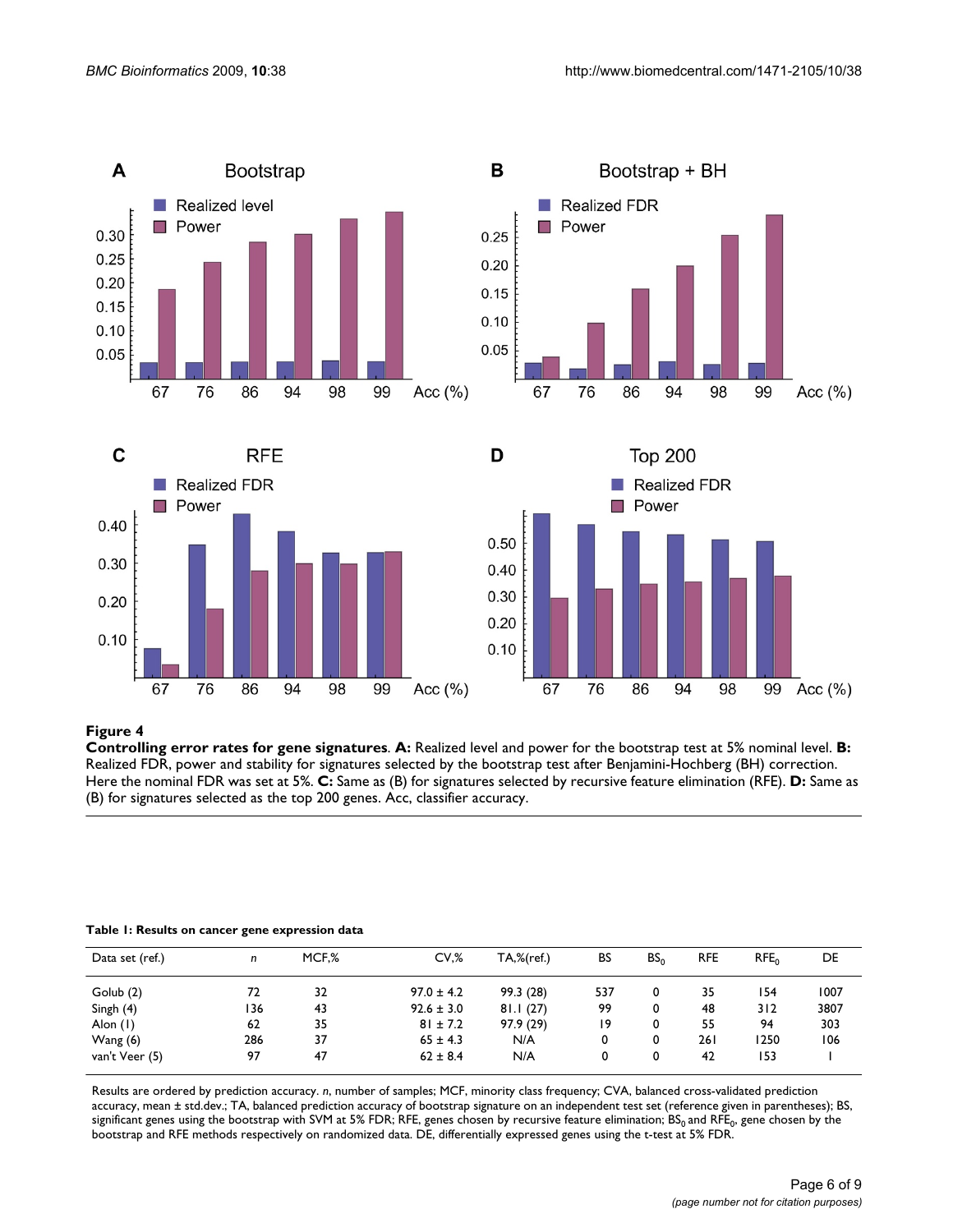**Figure 4**

**Controlling error rates for gene signatures**. **A:** Realized level and power for the bootstrap test at 5% nominal level. **B:** Realized FDR, power and stability for signatures selected by the bootstrap test after Benjamini-Hochberg (BH) correction. Here the nominal FDR was set at 5%. **C:** Same as (B) for signatures selected by recursive feature elimination (RFE). **D:** Same as (B) for signatures selected as the top 200 genes. Acc, classifier accuracy.

**Table 1: Results on cancer gene expression data**

| Data set (ref.) | *n* | MCF,% | CV,% | TA,%(ref.) | BS | $BS_0$ | RFE | $RFE_0$ | DE |
|---|---|---|---|---|---|---|---|---|---|
| Golub (2) | 72 | 32 | 97.0 ± 4.2 | 99.3 (28) | 537 | 0 | 35 | 154 | 1007 |
| Singh (4) | 136 | 43 | 92.6 ± 3.0 | 81.1 (27) | 99 | 0 | 48 | 312 | 3807 |
| Alon (1) | 62 | 35 | 81 ± 7.2 | 97.9 (29) | 19 | 0 | 55 | 94 | 303 |
| Wang (6) | 286 | 37 | 65 ± 4.3 | N/A | 0 | 0 | 261 | 1250 | 106 |
| van't Veer (5) | 97 | 47 | 62 ± 8.4 | N/A | 0 | 0 | 42 | 153 | 1 |

Results are ordered by prediction accuracy. *n*, number of samples; MCF, minority class frequency; CVA, balanced cross-validated prediction accuracy, mean ± std.dev.; TA, balanced prediction accuracy of bootstrap signature on an independent test set (reference given in parentheses); BS, significant genes using the bootstrap with SVM at 5% FDR; RFE, genes chosen by recursive feature elimination; $BS_0$ and $RFE_0$, gene chosen by the bootstrap and RFE methods respectively on randomized data. DE, differentially expressed genes using the t-test at 5% FDR.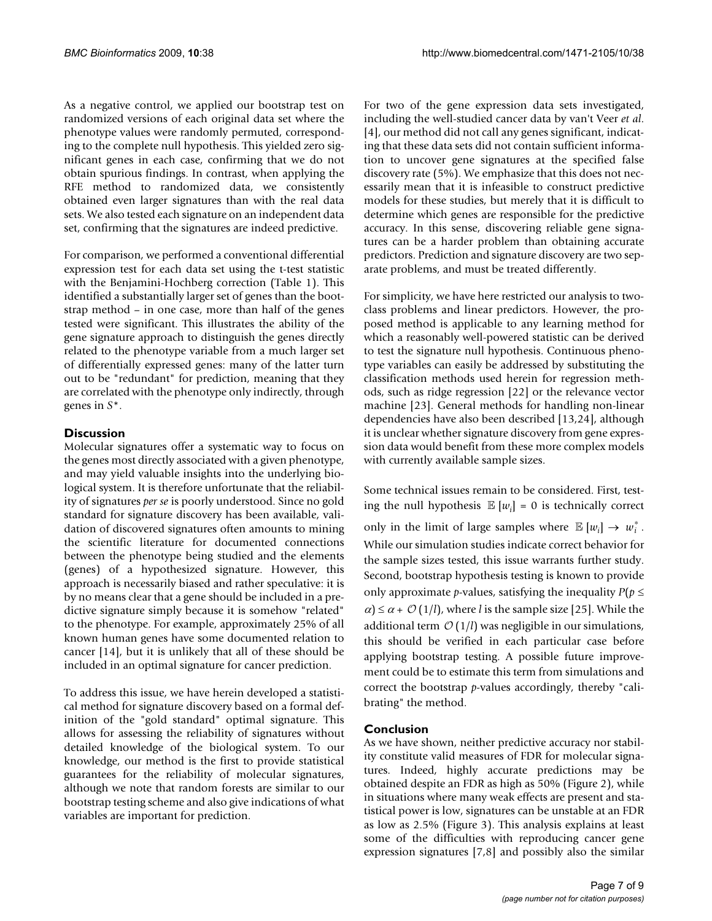As a negative control, we applied our bootstrap test on randomized versions of each original data set where the phenotype values were randomly permuted, corresponding to the complete null hypothesis. This yielded zero significant genes in each case, confirming that we do not obtain spurious findings. In contrast, when applying the RFE method to randomized data, we consistently obtained even larger signatures than with the real data sets. We also tested each signature on an independent data set, confirming that the signatures are indeed predictive.

For comparison, we performed a conventional differential expression test for each data set using the t-test statistic with the Benjamini-Hochberg correction (Table 1). This identified a substantially larger set of genes than the bootstrap method – in one case, more than half of the genes tested were significant. This illustrates the ability of the gene signature approach to distinguish the genes directly related to the phenotype variable from a much larger set of differentially expressed genes: many of the latter turn out to be "redundant" for prediction, meaning that they are correlated with the phenotype only indirectly, through genes in $S^*$.

## Discussion

Molecular signatures offer a systematic way to focus on the genes most directly associated with a given phenotype, and may yield valuable insights into the underlying biological system. It is therefore unfortunate that the reliability of signatures *per se* is poorly understood. Since no gold standard for signature discovery has been available, validation of discovered signatures often amounts to mining the scientific literature for documented connections between the phenotype being studied and the elements (genes) of a hypothesized signature. However, this approach is necessarily biased and rather speculative: it is by no means clear that a gene should be included in a predictive signature simply because it is somehow "related" to the phenotype. For example, approximately 25% of all known human genes have some documented relation to cancer [14], but it is unlikely that all of these should be included in an optimal signature for cancer prediction.

To address this issue, we have herein developed a statistical method for signature discovery based on a formal definition of the "gold standard" optimal signature. This allows for assessing the reliability of signatures without detailed knowledge of the biological system. To our knowledge, our method is the first to provide statistical guarantees for the reliability of molecular signatures, although we note that random forests are similar to our bootstrap testing scheme and also give indications of what variables are important for prediction.

For two of the gene expression data sets investigated, including the well-studied cancer data by van't Veer *et al.* [4], our method did not call any genes significant, indicating that these data sets did not contain sufficient information to uncover gene signatures at the specified false discovery rate (5%). We emphasize that this does not necessarily mean that it is infeasible to construct predictive models for these studies, but merely that it is difficult to determine which genes are responsible for the predictive accuracy. In this sense, discovering reliable gene signatures can be a harder problem than obtaining accurate predictors. Prediction and signature discovery are two separate problems, and must be treated differently.

For simplicity, we have here restricted our analysis to two-class problems and linear predictors. However, the proposed method is applicable to any learning method for which a reasonably well-powered statistic can be derived to test the signature null hypothesis. Continuous phenotype variables can easily be addressed by substituting the classification methods used herein for regression methods, such as ridge regression [22] or the relevance vector machine [23]. General methods for handling non-linear dependencies have also been described [13,24], although it is unclear whether signature discovery from gene expression data would benefit from these more complex models with currently available sample sizes.

Some technical issues remain to be considered. First, testing the null hypothesis $\mathbb{E}[w_i] = 0$ is technically correct only in the limit of large samples where $\mathbb{E}[w_i] \rightarrow w_i^*$. While our simulation studies indicate correct behavior for the sample sizes tested, this issue warrants further study. Second, bootstrap hypothesis testing is known to provide only approximate *p*-values, satisfying the inequality $P(p \leq \alpha) \leq \alpha + \mathcal{O}(1/l)$, where $l$ is the sample size [25]. While the additional term $\mathcal{O}(1/l)$ was negligible in our simulations, this should be verified in each particular case before applying bootstrap testing. A possible future improvement could be to estimate this term from simulations and correct the bootstrap *p*-values accordingly, thereby "calibrating" the method.

## Conclusion

As we have shown, neither predictive accuracy nor stability constitute valid measures of FDR for molecular signatures. Indeed, highly accurate predictions may be obtained despite an FDR as high as 50% (Figure 2), while in situations where many weak effects are present and statistical power is low, signatures can be unstable at an FDR as low as 2.5% (Figure 3). This analysis explains at least some of the difficulties with reproducing cancer gene expression signatures [7,8] and possibly also the similar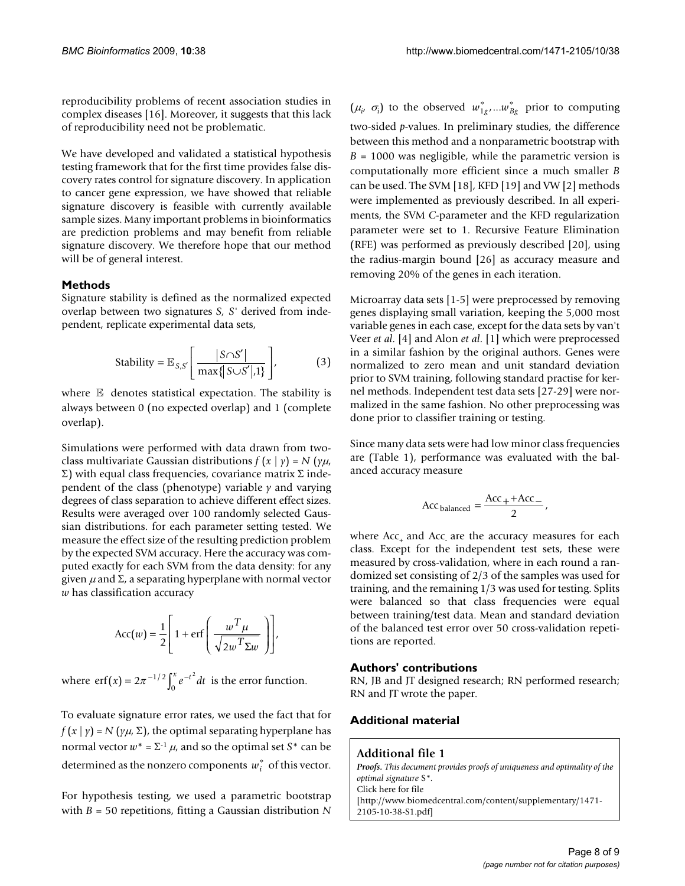reproducibility problems of recent association studies in complex diseases [16]. Moreover, it suggests that this lack of reproducibility need not be problematic.

We have developed and validated a statistical hypothesis testing framework that for the first time provides false discovery rates control for signature discovery. In application to cancer gene expression, we have showed that reliable signature discovery is feasible with currently available sample sizes. Many important problems in bioinformatics are prediction problems and may benefit from reliable signature discovery. We therefore hope that our method will be of general interest.

## Methods

Signature stability is defined as the normalized expected overlap between two signatures *S*, *S*' derived from independent, replicate experimental data sets,

$$\text{Stability} = \mathbb{E}_{S,S'}\left[\frac{|S \cap S'|}{\max\{|S \cup S'|, 1\}}\right], \tag{3}$$

where $\mathbb{E}$ denotes statistical expectation. The stability is always between 0 (no expected overlap) and 1 (complete overlap).

Simulations were performed with data drawn from two-class multivariate Gaussian distributions $f(x \mid y) = N(y\mu, \Sigma)$ with equal class frequencies, covariance matrix $\Sigma$ independent of the class (phenotype) variable $y$ and varying degrees of class separation to achieve different effect sizes. Results were averaged over 100 randomly selected Gaussian distributions. for each parameter setting tested. We measure the effect size of the resulting prediction problem by the expected SVM accuracy. Here the accuracy was computed exactly for each SVM from the data density: for any given $\mu$ and $\Sigma$, a separating hyperplane with normal vector $w$ has classification accuracy

$$\text{Acc}(w) = \frac{1}{2}\left[1 + \text{erf}\left(\frac{w^T \mu}{\sqrt{2w^T \Sigma w}}\right)\right],$$

where $\text{erf}(x) = 2\pi^{-1/2}\int_0^x e^{-t^2} dt$ is the error function.

To evaluate signature error rates, we used the fact that for $f(x \mid y) = N(y\mu, \Sigma)$, the optimal separating hyperplane has normal vector $w^* = \Sigma^{-1}\mu$, and so the optimal set $S^*$ can be determined as the nonzero components $w_i^*$ of this vector.

For hypothesis testing, we used a parametric bootstrap with $B = 50$ repetitions, fitting a Gaussian distribution $N(\mu_i, \sigma_i)$ to the observed $w_{1g}^*, \ldots w_{Bg}^*$ prior to computing two-sided *p*-values. In preliminary studies, the difference between this method and a nonparametric bootstrap with $B = 1000$ was negligible, while the parametric version is computationally more efficient since a much smaller $B$ can be used. The SVM [18], KFD [19] and VW [2] methods were implemented as previously described. In all experiments, the SVM *C*-parameter and the KFD regularization parameter were set to 1. Recursive Feature Elimination (RFE) was performed as previously described [20], using the radius-margin bound [26] as accuracy measure and removing 20% of the genes in each iteration.

Microarray data sets [1-5] were preprocessed by removing genes displaying small variation, keeping the 5,000 most variable genes in each case, except for the data sets by van't Veer *et al*. [4] and Alon *et al*. [1] which were preprocessed in a similar fashion by the original authors. Genes were normalized to zero mean and unit standard deviation prior to SVM training, following standard practise for kernel methods. Independent test data sets [27-29] were normalized in the same fashion. No other preprocessing was done prior to classifier training or testing.

Since many data sets were had low minor class frequencies are (Table 1), performance was evaluated with the balanced accuracy measure

$$\text{Acc}_{\text{balanced}} = \frac{\text{Acc}_+ + \text{Acc}_-}{2},$$

where $\text{Acc}_+$ and $\text{Acc}_-$ are the accuracy measures for each class. Except for the independent test sets, these were measured by cross-validation, where in each round a randomized set consisting of 2/3 of the samples was used for training, and the remaining 1/3 was used for testing. Splits were balanced so that class frequencies were equal between training/test data. Mean and standard deviation of the balanced test error over 50 cross-validation repetitions are reported.

## Authors' contributions

RN, JB and JT designed research; RN performed research; RN and JT wrote the paper.

## Additional material

**Additional file 1**

***Proofs.*** *This document provides proofs of uniqueness and optimality of the optimal signature S\*.*
Click here for file
[http://www.biomedcentral.com/content/supplementary/1471-2105-10-38-S1.pdf]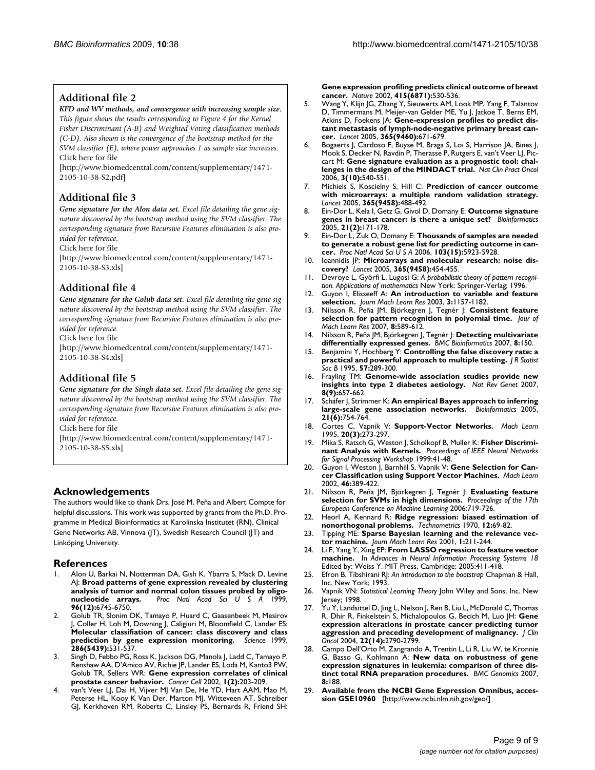## Additional file 2

***KFD and WV methods, and convergence with increasing sample size.*** *This figure shows the results corresponding to Figure 4 for the Kernel Fisher Discriminant (A-B) and Weighted Voting classification methods (C-D). Also shown is the convergence of the bootstrap method for the SVM classifier (E), where power approaches 1 as sample size increases.*
Click here for file
[http://www.biomedcentral.com/content/supplementary/1471-2105-10-38-S2.pdf]

## Additional file 3

***Gene signature for the Alon data set.*** *Excel file detailing the gene signature discovered by the bootstrap method using the SVM classifier. The corresponding signature from Recursive Features elimination is also provided for reference.*
Click here for file
[http://www.biomedcentral.com/content/supplementary/1471-2105-10-38-S3.xls]

## Additional file 4

***Gene signature for the Golub data set.*** *Excel file detailing the gene signature discovered by the bootstrap method using the SVM classifier. The corresponding signature from Recursive Features elimination is also provided for reference.*
Click here for file
[http://www.biomedcentral.com/content/supplementary/1471-2105-10-38-S4.xls]

## Additional file 5

***Gene signature for the Singh data set.*** *Excel file detailing the gene signature discovered by the bootstrap method using the SVM classifier. The corresponding signature from Recursive Features elimination is also provided for reference.*
Click here for file
[http://www.biomedcentral.com/content/supplementary/1471-2105-10-38-S5.xls]

## Acknowledgements

The authors would like to thank Drs. José M. Peña and Albert Compte for helpful discussions. This work was supported by grants from the Ph.D. Programme in Medical Bioinformatics at Karolinska Institutet (RN), Clinical Gene Networks AB, Vinnova (JT), Swedish Research Council (JT) and Linköping University.

## References

1. Alon U, Barkai N, Notterman DA, Gish K, Ybarra S, Mack D, Levine AJ: **Broad patterns of gene expression revealed by clustering analysis of tumor and normal colon tissues probed by oligonucleotide arrays.** *Proc Natl Acad Sci U S A* 1999, **96(12):**6745-6750.
2. Golub TR, Slonim DK, Tamayo P, Huard C, Gaasenbeek M, Mesirov J, Coller H, Loh M, Downing J, Caligiuri M, Bloomfield C, Lander ES: **Molecular classifiation of cancer: class discovery and class prediction by gene expression monitoring.** *Science* 1999, **286(5439):**531-537.
3. Singh D, Febbo PG, Ross K, Jackson DG, Manola J, Ladd C, Tamayo P, Renshaw AA, D'Amico AV, Richie JP, Lander ES, Loda M, Kanto3 PW, Golub TR, Sellers WR: **Gene expression correlates of clinical prostate cancer behavior.** *Cancer Cell* 2002, **1(2):**203-209.
4. van't Veer LJ, Dai H, Vijver MJ Van De, He YD, Hart AAM, Mao M, Peterse HL, Kooy K Van Der, Marton MJ, Witteveen AT, Schreiber GJ, Kerkhoven RM, Roberts C, Linsley PS, Bernards R, Friend SH: **Gene expression profiling predicts clinical outcome of breast cancer.** *Nature* 2002, **415(6871):**530-536.
5. Wang Y, Klijn JG, Zhang Y, Sieuwerts AM, Look MP, Yang F, Talantov D, Timmermans M, Meijer-van Gelder ME, Yu J, Jatkoe T, Berns EM, Atkins D, Foekens JA: **Gene-expression profiles to predict distant metastasis of lymph-node-negative primary breast cancer.** *Lancet* 2005, **365(9460):**671-679.
6. Bogaerts J, Cardoso F, Buyse M, Braga S, Loi S, Harrison JA, Bines J, Mook S, Decker N, Ravdin P, Therasse P, Rutgers E, van't Veer LJ, Piccart M: **Gene signature evaluation as a prognostic tool: challenges in the design of the MINDACT trial.** *Nat Clin Pract Oncol* 2006, **3(10):**540-551.
7. Michiels S, Koscielny S, Hill C: **Prediction of cancer outcome with microarrays: a multiple random validation strategy.** *Lancet* 2005, **365(9458):**488-492.
8. Ein-Dor L, Kela I, Getz G, Givol D, Domany E: **Outcome signature genes in breast cancer: is there a unique set?** *Bioinformatics* 2005, **21(2):**171-178.
9. Ein-Dor L, Zuk O, Domany E: **Thousands of samples are needed to generate a robust gene list for predicting outcome in cancer.** *Proc Natl Acad Sci U S A* 2006, **103(15):**5923-5928.
10. Ioannidis JP: **Microarrays and molecular research: noise discovery?** *Lancet* 2005, **365(9458):**454-455.
11. Devroye L, Györfi L, Lugosi G: *A probabilistic theory of pattern recognition. Applications of mathematics* New York: Springer-Verlag; 1996.
12. Guyon I, Elisseeff A: **An introduction to variable and feature selection.** *Journ Mach Learn Res* 2003, **3:**1157-1182.
13. Nilsson R, Peña JM, Björkegren J, Tegnér J: **Consistent feature selection for pattern recognition in polyomial time.** *Jour of Mach Learn Res* 2007, **8:**589-612.
14. Nilsson R, Peña JM, Björkegren J, Tegnér J: **Detecting multivariate differentially expressed genes.** *BMC Bioinformatics* 2007, **8:**150.
15. Benjamini Y, Hochberg Y: **Controlling the false discovery rate: a practical and powerful approach to multiple testing.** *J R Statist Soc B* 1995, **57:**289-300.
16. Frayling TM: **Genome-wide association studies provide new insights into type 2 diabetes aetiology.** *Nat Rev Genet* 2007, **8(9):**657-662.
17. Schäfer J, Strimmer K: **An empirical Bayes approach to inferring large-scale gene association networks.** *Bioinformatics* 2005, **21(6):**754-764.
18. Cortes C, Vapnik V: **Support-Vector Networks.** *Mach Learn* 1995, **20(3):**273-297.
19. Mika S, Ratsch G, Weston J, Scholkopf B, Muller K: **Fisher Discriminant Analysis with Kernels.** *Proceedings of IEEE Neural Networks for Signal Processing Workshop* 1999:41-48.
20. Guyon I, Weston J, Barnhill S, Vapnik V: **Gene Selection for Cancer Classification using Support Vector Machines.** *Mach Learn* 2002, **46:**389-422.
21. Nilsson R, Peña JM, Björkegren J, Tegnér J: **Evaluating feature selection for SVMs in high dimensions.** *Proceedings of the 17th European Conference on Machine Learning* 2006:719-726.
22. Heorl A, Kennard R: **Ridge regression: biased estimation of nonorthogonal problems.** *Technometrics* 1970, **12:**69-82.
23. Tipping ME: **Sparse Bayesian learning and the relevance vector machine.** *Journ Mach Learn Res* 2001, **1:**211-244.
24. Li F, Yang Y, Xing EP: **From LASSO regression to feature vector machine.** In *Advances in Neural Information Processing Systems 18* Edited by: Weiss Y. MIT Press, Cambridge; 2005:411-418.
25. Efron B, Tibshirani RJ: *An introduction to the bootstrap* Chapman & Hall, Inc. New York; 1993.
26. Vapnik VN: *Statistical Learning Theory* John Wiley and Sons, Inc. New Jersey; 1998.
27. Yu Y, Landsittel D, Jing L, Nelson J, Ren B, Liu L, McDonald C, Thomas R, Dhir R, Finkelstein S, Michalopoulos G, Becich M, Luo JH: **Gene expression alterations in prostate cancer predicting tumor aggression and preceding development of malignancy.** *J Clin Oncol* 2004, **22(14):**2790-2799.
28. Campo Dell'Orto M, Zangrando A, Trentin L, Li R, Liu W, te Kronnie G, Basso G, Kohlmann A: **New data on robustness of gene expression signatures in leukemia: comparison of three distinct total RNA preparation procedures.** *BMC Genomics* 2007, **8:**188.
29. **Available from the NCBI Gene Expression Omnibus, accession GSE10960** [http://www.ncbi.nlm.nih.gov/geo/]